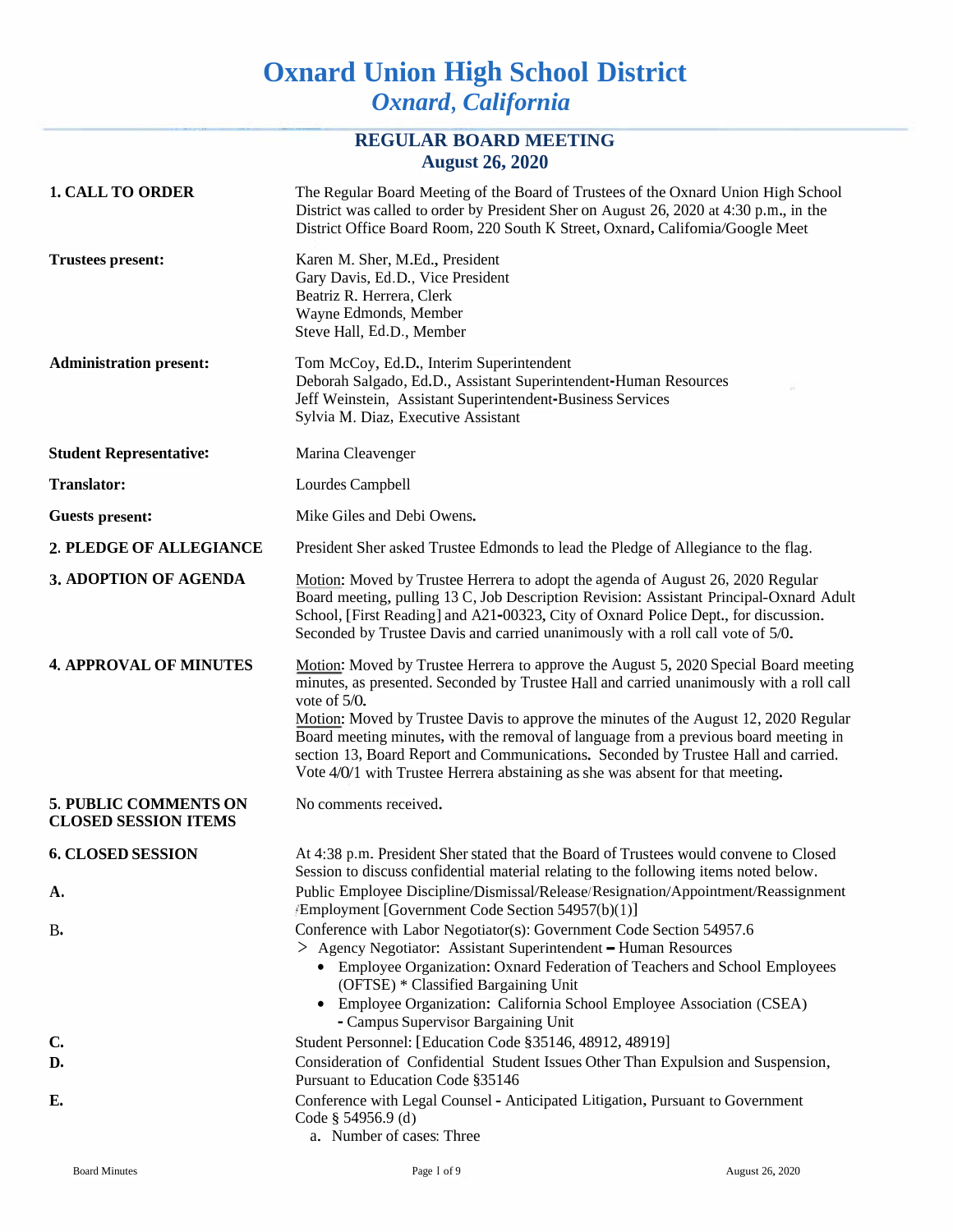# Oxnard Union High School District
## *Oxnard, California*

### REGULAR BOARD MEETING
### August 26, 2020

**1. CALL TO ORDER**

The Regular Board Meeting of the Board of Trustees of the Oxnard Union High School District was called to order by President Sher on August 26, 2020 at 4:30 p.m., in the District Office Board Room, 220 South K Street, Oxnard, California/Google Meet

**Trustees present:**

Karen M. Sher, M.Ed., President
Gary Davis, Ed.D., Vice President
Beatriz R. Herrera, Clerk
Wayne Edmonds, Member
Steve Hall, Ed.D., Member

**Administration present:**

Tom McCoy, Ed.D., Interim Superintendent
Deborah Salgado, Ed.D., Assistant Superintendent-Human Resources
Jeff Weinstein, Assistant Superintendent-Business Services
Sylvia M. Diaz, Executive Assistant

**Student Representative:** Marina Cleavenger

**Translator:** Lourdes Campbell

**Guests present:** Mike Giles and Debi Owens.

**2. PLEDGE OF ALLEGIANCE**

President Sher asked Trustee Edmonds to lead the Pledge of Allegiance to the flag.

**3. ADOPTION OF AGENDA**

Motion: Moved by Trustee Herrera to adopt the agenda of August 26, 2020 Regular Board meeting, pulling 13 C, Job Description Revision: Assistant Principal-Oxnard Adult School, [First Reading] and A21-00323, City of Oxnard Police Dept., for discussion. Seconded by Trustee Davis and carried unanimously with a roll call vote of 5/0.

**4. APPROVAL OF MINUTES**

Motion: Moved by Trustee Herrera to approve the August 5, 2020 Special Board meeting minutes, as presented. Seconded by Trustee Hall and carried unanimously with a roll call vote of 5/0.

Motion: Moved by Trustee Davis to approve the minutes of the August 12, 2020 Regular Board meeting minutes, with the removal of language from a previous board meeting in section 13, Board Report and Communications. Seconded by Trustee Hall and carried. Vote 4/0/1 with Trustee Herrera abstaining as she was absent for that meeting.

**5. PUBLIC COMMENTS ON CLOSED SESSION ITEMS**

No comments received.

**6. CLOSED SESSION**

At 4:38 p.m. President Sher stated that the Board of Trustees would convene to Closed Session to discuss confidential material relating to the following items noted below.

**A.** Public Employee Discipline/Dismissal/Release/Resignation/Appointment/Reassignment /Employment [Government Code Section 54957(b)(1)]

**B.** Conference with Labor Negotiator(s): Government Code Section 54957.6

> Agency Negotiator: Assistant Superintendent – Human Resources

- Employee Organization: Oxnard Federation of Teachers and School Employees (OFTSE) * Classified Bargaining Unit
- Employee Organization: California School Employee Association (CSEA) - Campus Supervisor Bargaining Unit

**C.** Student Personnel: [Education Code §35146, 48912, 48919]

**D.** Consideration of Confidential Student Issues Other Than Expulsion and Suspension, Pursuant to Education Code §35146

**E.** Conference with Legal Counsel - Anticipated Litigation, Pursuant to Government Code § 54956.9 (d)

a. Number of cases: Three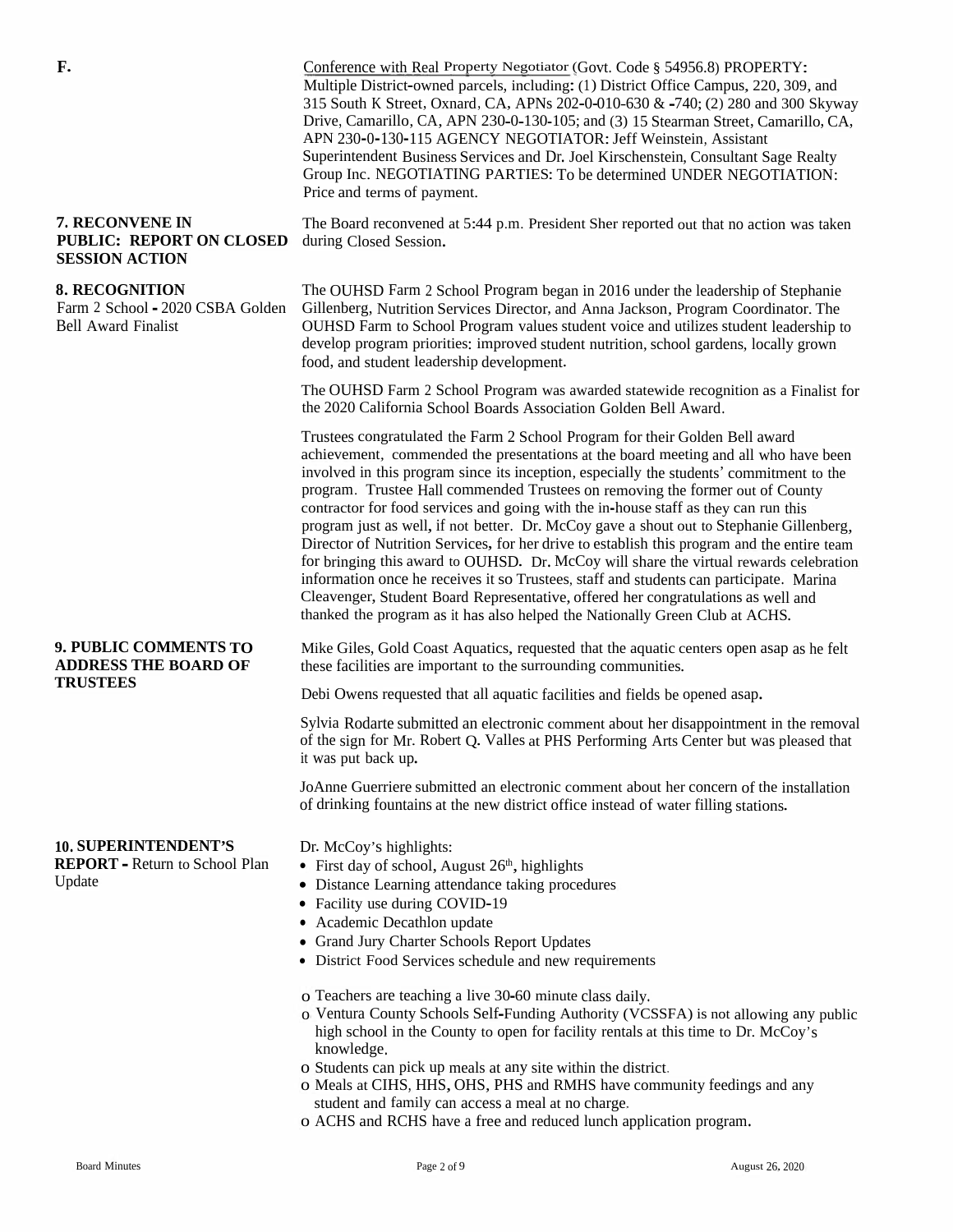**F.**

Conference with Real Property Negotiator (Govt. Code § 54956.8) PROPERTY: Multiple District-owned parcels, including: (1) District Office Campus, 220, 309, and 315 South K Street, Oxnard, CA, APNs 202-0-010-630 & -740; (2) 280 and 300 Skyway Drive, Camarillo, CA, APN 230-0-130-105; and (3) 15 Stearman Street, Camarillo, CA, APN 230-0-130-115 AGENCY NEGOTIATOR: Jeff Weinstein, Assistant Superintendent Business Services and Dr. Joel Kirschenstein, Consultant Sage Realty Group Inc. NEGOTIATING PARTIES: To be determined UNDER NEGOTIATION: Price and terms of payment.

**7. RECONVENE IN PUBLIC: REPORT ON CLOSED SESSION ACTION**

The Board reconvened at 5:44 p.m. President Sher reported out that no action was taken during Closed Session.

**8. RECOGNITION**
Farm 2 School - 2020 CSBA Golden Bell Award Finalist

The OUHSD Farm 2 School Program began in 2016 under the leadership of Stephanie Gillenberg, Nutrition Services Director, and Anna Jackson, Program Coordinator. The OUHSD Farm to School Program values student voice and utilizes student leadership to develop program priorities: improved student nutrition, school gardens, locally grown food, and student leadership development.

The OUHSD Farm 2 School Program was awarded statewide recognition as a Finalist for the 2020 California School Boards Association Golden Bell Award.

Trustees congratulated the Farm 2 School Program for their Golden Bell award achievement, commended the presentations at the board meeting and all who have been involved in this program since its inception, especially the students' commitment to the program. Trustee Hall commended Trustees on removing the former out of County contractor for food services and going with the in-house staff as they can run this program just as well, if not better. Dr. McCoy gave a shout out to Stephanie Gillenberg, Director of Nutrition Services, for her drive to establish this program and the entire team for bringing this award to OUHSD. Dr. McCoy will share the virtual rewards celebration information once he receives it so Trustees, staff and students can participate. Marina Cleavenger, Student Board Representative, offered her congratulations as well and thanked the program as it has also helped the Nationally Green Club at ACHS.

**9. PUBLIC COMMENTS TO ADDRESS THE BOARD OF TRUSTEES**

Mike Giles, Gold Coast Aquatics, requested that the aquatic centers open asap as he felt these facilities are important to the surrounding communities.

Debi Owens requested that all aquatic facilities and fields be opened asap.

Sylvia Rodarte submitted an electronic comment about her disappointment in the removal of the sign for Mr. Robert Q. Valles at PHS Performing Arts Center but was pleased that it was put back up.

JoAnne Guerriere submitted an electronic comment about her concern of the installation of drinking fountains at the new district office instead of water filling stations.

**10. SUPERINTENDENT'S REPORT -** Return to School Plan Update

Dr. McCoy's highlights:

- First day of school, August 26th, highlights
- Distance Learning attendance taking procedures
- Facility use during COVID-19
- Academic Decathlon update
- Grand Jury Charter Schools Report Updates
- District Food Services schedule and new requirements

- o Teachers are teaching a live 30-60 minute class daily.
- o Ventura County Schools Self-Funding Authority (VCSSFA) is not allowing any public high school in the County to open for facility rentals at this time to Dr. McCoy's knowledge.
- o Students can pick up meals at any site within the district.
- o Meals at CIHS, HHS, OHS, PHS and RMHS have community feedings and any student and family can access a meal at no charge.
- o ACHS and RCHS have a free and reduced lunch application program.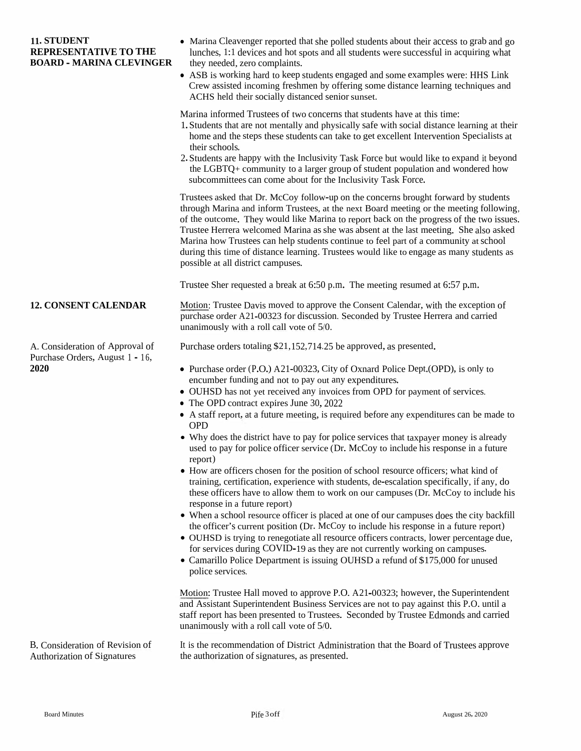**11. STUDENT REPRESENTATIVE TO THE BOARD - MARINA CLEVINGER**

- Marina Cleavenger reported that she polled students about their access to grab and go lunches, 1:1 devices and hot spots and all students were successful in acquiring what they needed, zero complaints.
- ASB is working hard to keep students engaged and some examples were: HHS Link Crew assisted incoming freshmen by offering some distance learning techniques and ACHS held their socially distanced senior sunset.

Marina informed Trustees of two concerns that students have at this time:

1. Students that are not mentally and physically safe with social distance learning at their home and the steps these students can take to get excellent Intervention Specialists at their schools.
2. Students are happy with the Inclusivity Task Force but would like to expand it beyond the LGBTQ+ community to a larger group of student population and wondered how subcommittees can come about for the Inclusivity Task Force.

Trustees asked that Dr. McCoy follow-up on the concerns brought forward by students through Marina and inform Trustees, at the next Board meeting or the meeting following, of the outcome. They would like Marina to report back on the progress of the two issues. Trustee Herrera welcomed Marina as she was absent at the last meeting. She also asked Marina how Trustees can help students continue to feel part of a community at school during this time of distance learning. Trustees would like to engage as many students as possible at all district campuses.

Trustee Sher requested a break at 6:50 p.m. The meeting resumed at 6:57 p.m.

**12. CONSENT CALENDAR**

Motion: Trustee Davis moved to approve the Consent Calendar, with the exception of purchase order A21-00323 for discussion. Seconded by Trustee Herrera and carried unanimously with a roll call vote of 5/0.

A. Consideration of Approval of Purchase Orders, August 1 - 16, **2020**

Purchase orders totaling $21,152,714.25 be approved, as presented.

- Purchase order (P.O.) A21-00323, City of Oxnard Police Dept.(OPD), is only to encumber funding and not to pay out any expenditures.
- OUHSD has not yet received any invoices from OPD for payment of services.
- The OPD contract expires June 30, 2022
- A staff report, at a future meeting, is required before any expenditures can be made to OPD
- Why does the district have to pay for police services that taxpayer money is already used to pay for police officer service (Dr. McCoy to include his response in a future report)
- How are officers chosen for the position of school resource officers; what kind of training, certification, experience with students, de-escalation specifically, if any, do these officers have to allow them to work on our campuses (Dr. McCoy to include his response in a future report)
- When a school resource officer is placed at one of our campuses does the city backfill the officer's current position (Dr. McCoy to include his response in a future report)
- OUHSD is trying to renegotiate all resource officers contracts, lower percentage due, for services during COVID-19 as they are not currently working on campuses.
- Camarillo Police Department is issuing OUHSD a refund of $175,000 for unused police services.

Motion: Trustee Hall moved to approve P.O. A21-00323; however, the Superintendent and Assistant Superintendent Business Services are not to pay against this P.O. until a staff report has been presented to Trustees. Seconded by Trustee Edmonds and carried unanimously with a roll call vote of 5/0.

B. Consideration of Revision of Authorization of Signatures

It is the recommendation of District Administration that the Board of Trustees approve the authorization of signatures, as presented.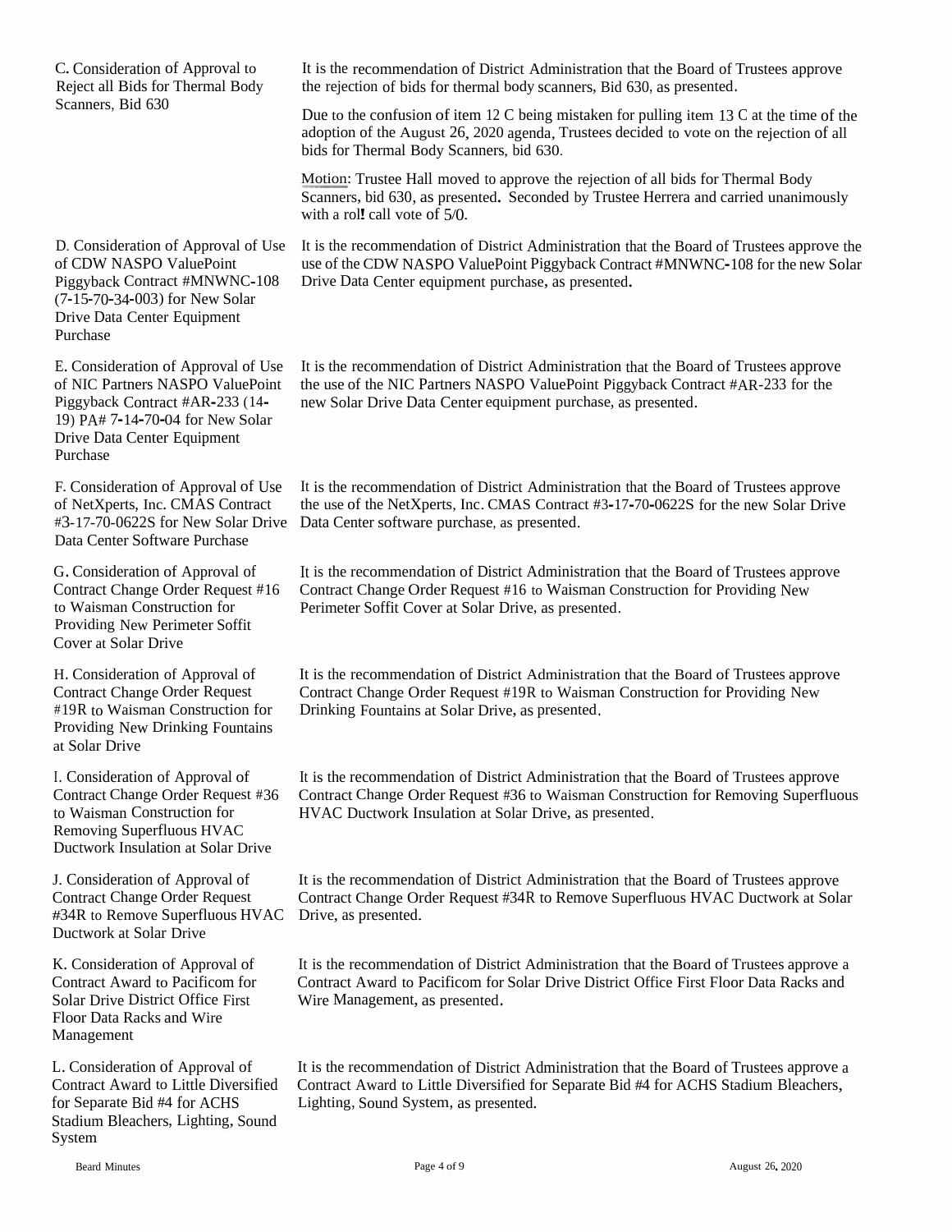C. Consideration of Approval to Reject all Bids for Thermal Body Scanners, Bid 630

It is the recommendation of District Administration that the Board of Trustees approve the rejection of bids for thermal body scanners, Bid 630, as presented.

Due to the confusion of item 12 C being mistaken for pulling item 13 C at the time of the adoption of the August 26, 2020 agenda, Trustees decided to vote on the rejection of all bids for Thermal Body Scanners, bid 630.

Motion: Trustee Hall moved to approve the rejection of all bids for Thermal Body Scanners, bid 630, as presented. Seconded by Trustee Herrera and carried unanimously with a roll call vote of 5/0.

D. Consideration of Approval of Use of CDW NASPO ValuePoint Piggyback Contract #MNWNC-108 (7-15-70-34-003) for New Solar Drive Data Center Equipment Purchase

It is the recommendation of District Administration that the Board of Trustees approve the use of the CDW NASPO ValuePoint Piggyback Contract #MNWNC-108 for the new Solar Drive Data Center equipment purchase, as presented.

E. Consideration of Approval of Use of NIC Partners NASPO ValuePoint Piggyback Contract #AR-233 (14-19) PA# 7-14-70-04 for New Solar Drive Data Center Equipment Purchase

It is the recommendation of District Administration that the Board of Trustees approve the use of the NIC Partners NASPO ValuePoint Piggyback Contract #AR-233 for the new Solar Drive Data Center equipment purchase, as presented.

F. Consideration of Approval of Use of NetXperts, Inc. CMAS Contract #3-17-70-0622S for New Solar Drive Data Center Software Purchase

It is the recommendation of District Administration that the Board of Trustees approve the use of the NetXperts, Inc. CMAS Contract #3-17-70-0622S for the new Solar Drive Data Center software purchase, as presented.

G. Consideration of Approval of Contract Change Order Request #16 to Waisman Construction for Providing New Perimeter Soffit Cover at Solar Drive

It is the recommendation of District Administration that the Board of Trustees approve Contract Change Order Request #16 to Waisman Construction for Providing New Perimeter Soffit Cover at Solar Drive, as presented.

H. Consideration of Approval of Contract Change Order Request #19R to Waisman Construction for Providing New Drinking Fountains at Solar Drive

It is the recommendation of District Administration that the Board of Trustees approve Contract Change Order Request #19R to Waisman Construction for Providing New Drinking Fountains at Solar Drive, as presented.

I. Consideration of Approval of Contract Change Order Request #36 to Waisman Construction for Removing Superfluous HVAC Ductwork Insulation at Solar Drive

It is the recommendation of District Administration that the Board of Trustees approve Contract Change Order Request #36 to Waisman Construction for Removing Superfluous HVAC Ductwork Insulation at Solar Drive, as presented.

J. Consideration of Approval of Contract Change Order Request #34R to Remove Superfluous HVAC Ductwork at Solar Drive

It is the recommendation of District Administration that the Board of Trustees approve Contract Change Order Request #34R to Remove Superfluous HVAC Ductwork at Solar Drive, as presented.

K. Consideration of Approval of Contract Award to Pacificom for Solar Drive District Office First Floor Data Racks and Wire Management

It is the recommendation of District Administration that the Board of Trustees approve a Contract Award to Pacificom for Solar Drive District Office First Floor Data Racks and Wire Management, as presented.

L. Consideration of Approval of Contract Award to Little Diversified for Separate Bid #4 for ACHS Stadium Bleachers, Lighting, Sound System

It is the recommendation of District Administration that the Board of Trustees approve a Contract Award to Little Diversified for Separate Bid #4 for ACHS Stadium Bleachers, Lighting, Sound System, as presented.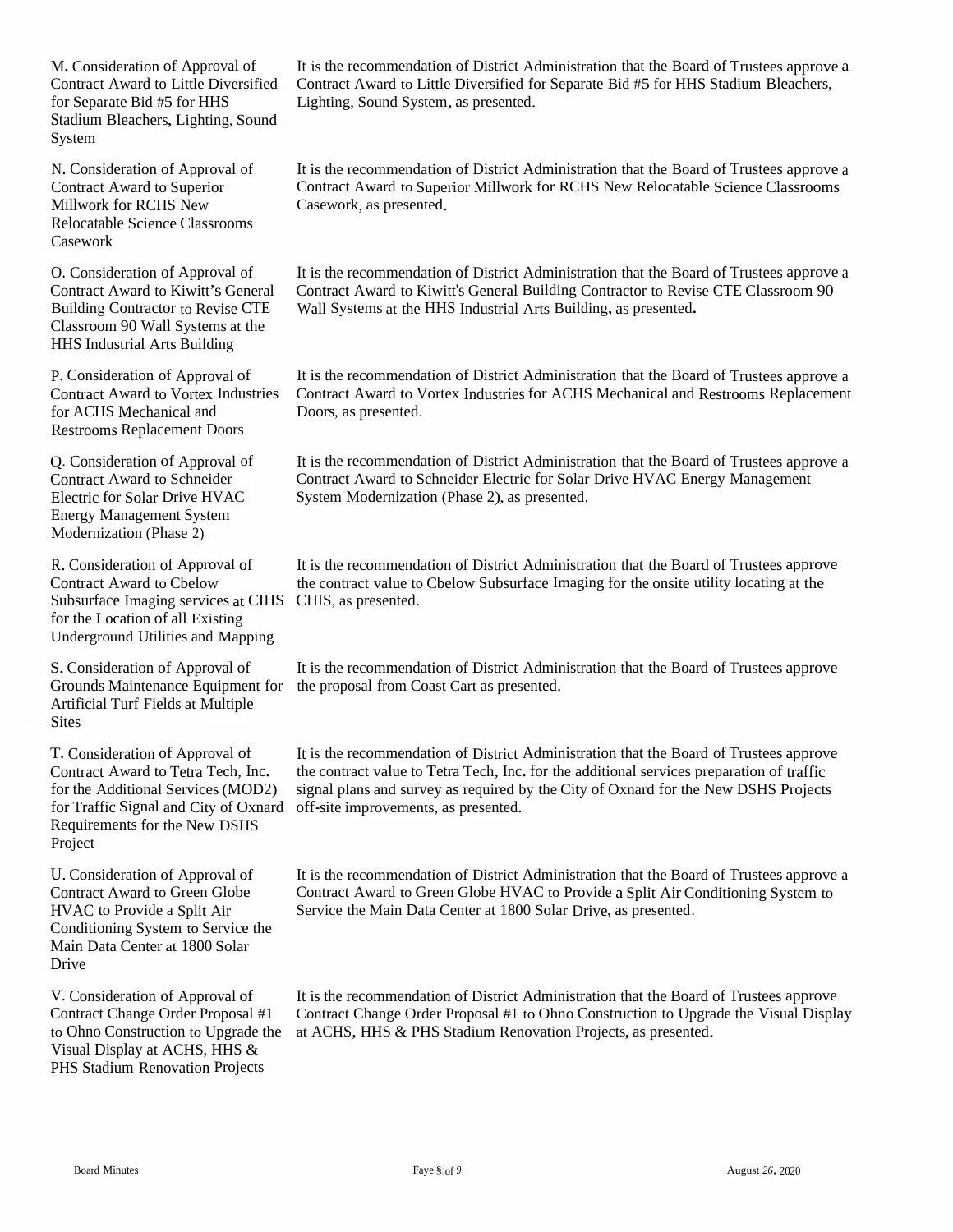M. Consideration of Approval of Contract Award to Little Diversified for Separate Bid #5 for HHS Stadium Bleachers, Lighting, Sound System

It is the recommendation of District Administration that the Board of Trustees approve a Contract Award to Little Diversified for Separate Bid #5 for HHS Stadium Bleachers, Lighting, Sound System, as presented.

N. Consideration of Approval of Contract Award to Superior Millwork for RCHS New Relocatable Science Classrooms Casework

It is the recommendation of District Administration that the Board of Trustees approve a Contract Award to Superior Millwork for RCHS New Relocatable Science Classrooms Casework, as presented.

O. Consideration of Approval of Contract Award to Kiwitt's General Building Contractor to Revise CTE Classroom 90 Wall Systems at the HHS Industrial Arts Building

It is the recommendation of District Administration that the Board of Trustees approve a Contract Award to Kiwitt's General Building Contractor to Revise CTE Classroom 90 Wall Systems at the HHS Industrial Arts Building, as presented.

P. Consideration of Approval of Contract Award to Vortex Industries for ACHS Mechanical and Restrooms Replacement Doors

It is the recommendation of District Administration that the Board of Trustees approve a Contract Award to Vortex Industries for ACHS Mechanical and Restrooms Replacement Doors, as presented.

Q. Consideration of Approval of Contract Award to Schneider Electric for Solar Drive HVAC Energy Management System Modernization (Phase 2)

It is the recommendation of District Administration that the Board of Trustees approve a Contract Award to Schneider Electric for Solar Drive HVAC Energy Management System Modernization (Phase 2), as presented.

R. Consideration of Approval of Contract Award to Cbelow Subsurface Imaging services at CIHS for the Location of all Existing Underground Utilities and Mapping

It is the recommendation of District Administration that the Board of Trustees approve the contract value to Cbelow Subsurface Imaging for the onsite utility locating at the CHIS, as presented.

S. Consideration of Approval of Grounds Maintenance Equipment for Artificial Turf Fields at Multiple Sites

It is the recommendation of District Administration that the Board of Trustees approve the proposal from Coast Cart as presented.

T. Consideration of Approval of Contract Award to Tetra Tech, Inc. for the Additional Services (MOD2) for Traffic Signal and City of Oxnard Requirements for the New DSHS Project

It is the recommendation of District Administration that the Board of Trustees approve the contract value to Tetra Tech, Inc. for the additional services preparation of traffic signal plans and survey as required by the City of Oxnard for the New DSHS Projects off-site improvements, as presented.

U. Consideration of Approval of Contract Award to Green Globe HVAC to Provide a Split Air Conditioning System to Service the Main Data Center at 1800 Solar Drive

It is the recommendation of District Administration that the Board of Trustees approve a Contract Award to Green Globe HVAC to Provide a Split Air Conditioning System to Service the Main Data Center at 1800 Solar Drive, as presented.

V. Consideration of Approval of Contract Change Order Proposal #1 to Ohno Construction to Upgrade the Visual Display at ACHS, HHS & PHS Stadium Renovation Projects

It is the recommendation of District Administration that the Board of Trustees approve Contract Change Order Proposal #1 to Ohno Construction to Upgrade the Visual Display at ACHS, HHS & PHS Stadium Renovation Projects, as presented.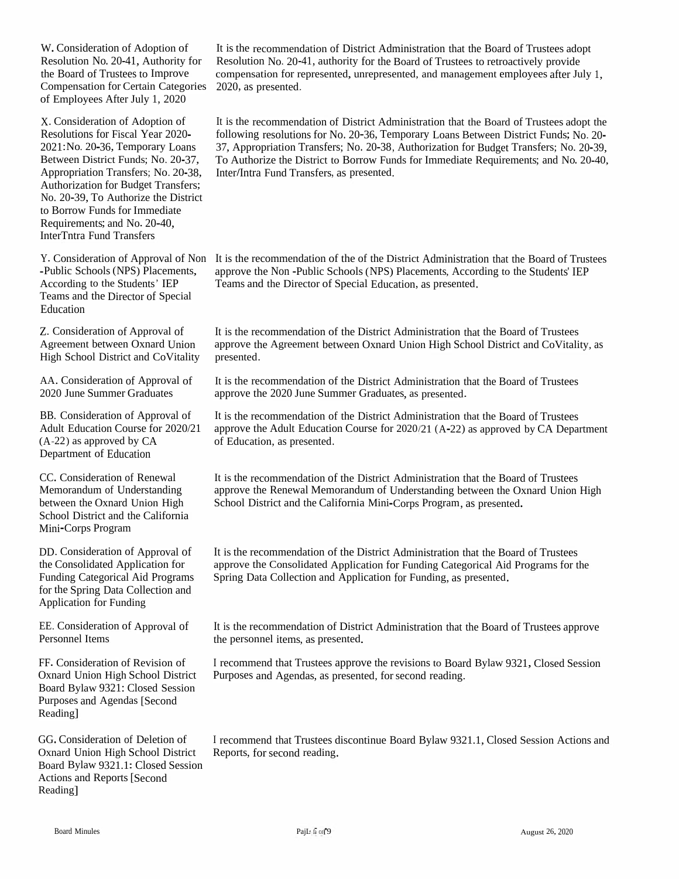| | |
|---|---|
| W. Consideration of Adoption of Resolution No. 20-41, Authority for the Board of Trustees to Improve Compensation for Certain Categories of Employees After July 1, 2020 | It is the recommendation of District Administration that the Board of Trustees adopt Resolution No. 20-41, authority for the Board of Trustees to retroactively provide compensation for represented, unrepresented, and management employees after July 1, 2020, as presented. |
| X. Consideration of Adoption of Resolutions for Fiscal Year 2020-2021: No. 20-36, Temporary Loans Between District Funds; No. 20-37, Appropriation Transfers; No. 20-38, Authorization for Budget Transfers; No. 20-39, To Authorize the District to Borrow Funds for Immediate Requirements; and No. 20-40, InterTntra Fund Transfers | It is the recommendation of District Administration that the Board of Trustees adopt the following resolutions for No. 20-36, Temporary Loans Between District Funds; No. 20-37, Appropriation Transfers; No. 20-38, Authorization for Budget Transfers; No. 20-39, To Authorize the District to Borrow Funds for Immediate Requirements; and No. 20-40, Inter/Intra Fund Transfers, as presented. |
| Y. Consideration of Approval of Non -Public Schools (NPS) Placements, According to the Students' IEP Teams and the Director of Special Education | It is the recommendation of the of the District Administration that the Board of Trustees approve the Non -Public Schools (NPS) Placements, According to the Students' IEP Teams and the Director of Special Education, as presented. |
| Z. Consideration of Approval of Agreement between Oxnard Union High School District and CoVitality | It is the recommendation of the District Administration that the Board of Trustees approve the Agreement between Oxnard Union High School District and CoVitality, as presented. |
| AA. Consideration of Approval of 2020 June Summer Graduates | It is the recommendation of the District Administration that the Board of Trustees approve the 2020 June Summer Graduates, as presented. |
| BB. Consideration of Approval of Adult Education Course for 2020/21 (A-22) as approved by CA Department of Education | It is the recommendation of the District Administration that the Board of Trustees approve the Adult Education Course for 2020/21 (A-22) as approved by CA Department of Education, as presented. |
| CC. Consideration of Renewal Memorandum of Understanding between the Oxnard Union High School District and the California Mini-Corps Program | It is the recommendation of the District Administration that the Board of Trustees approve the Renewal Memorandum of Understanding between the Oxnard Union High School District and the California Mini-Corps Program, as presented. |
| DD. Consideration of Approval of the Consolidated Application for Funding Categorical Aid Programs for the Spring Data Collection and Application for Funding | It is the recommendation of the District Administration that the Board of Trustees approve the Consolidated Application for Funding Categorical Aid Programs for the Spring Data Collection and Application for Funding, as presented. |
| EE. Consideration of Approval of Personnel Items | It is the recommendation of District Administration that the Board of Trustees approve the personnel items, as presented. |
| FF. Consideration of Revision of Oxnard Union High School District Board Bylaw 9321: Closed Session Purposes and Agendas [Second Reading] | I recommend that Trustees approve the revisions to Board Bylaw 9321, Closed Session Purposes and Agendas, as presented, for second reading. |
| GG. Consideration of Deletion of Oxnard Union High School District Board Bylaw 9321.1: Closed Session Actions and Reports [Second Reading] | I recommend that Trustees discontinue Board Bylaw 9321.1, Closed Session Actions and Reports, for second reading. |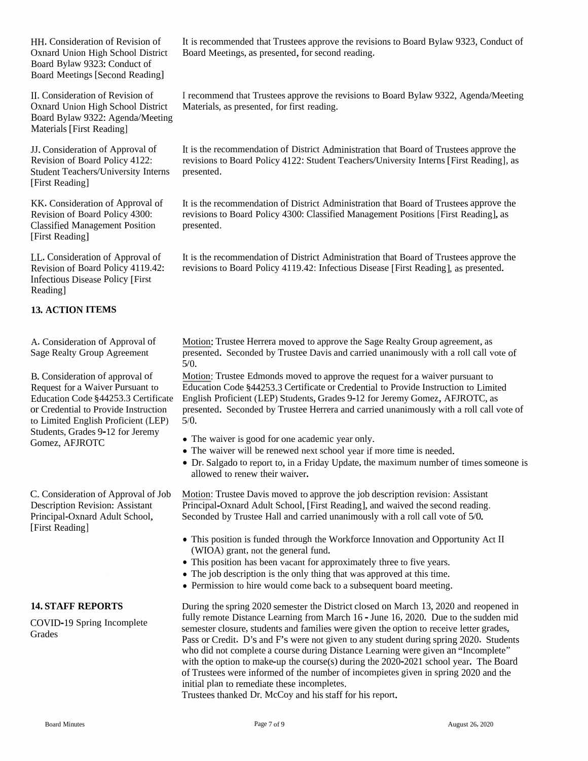HH. Consideration of Revision of Oxnard Union High School District Board Bylaw 9323: Conduct of Board Meetings [Second Reading]

It is recommended that Trustees approve the revisions to Board Bylaw 9323, Conduct of Board Meetings, as presented, for second reading.

II. Consideration of Revision of Oxnard Union High School District Board Bylaw 9322: Agenda/Meeting Materials [First Reading]

I recommend that Trustees approve the revisions to Board Bylaw 9322, Agenda/Meeting Materials, as presented, for first reading.

JJ. Consideration of Approval of Revision of Board Policy 4122: Student Teachers/University Interns [First Reading]

It is the recommendation of District Administration that Board of Trustees approve the revisions to Board Policy 4122: Student Teachers/University Interns [First Reading], as presented.

KK. Consideration of Approval of Revision of Board Policy 4300: Classified Management Position [First Reading]

It is the recommendation of District Administration that Board of Trustees approve the revisions to Board Policy 4300: Classified Management Positions [First Reading], as presented.

LL. Consideration of Approval of Revision of Board Policy 4119.42: Infectious Disease Policy [First Reading]

It is the recommendation of District Administration that Board of Trustees approve the revisions to Board Policy 4119.42: Infectious Disease [First Reading], as presented.

## 13. ACTION ITEMS

A. Consideration of Approval of Sage Realty Group Agreement

Motion: Trustee Herrera moved to approve the Sage Realty Group agreement, as presented. Seconded by Trustee Davis and carried unanimously with a roll call vote of 5/0.

B. Consideration of approval of Request for a Waiver Pursuant to Education Code §44253.3 Certificate or Credential to Provide Instruction to Limited English Proficient (LEP) Students, Grades 9-12 for Jeremy Gomez, AFJROTC

Motion: Trustee Edmonds moved to approve the request for a waiver pursuant to Education Code §44253.3 Certificate or Credential to Provide Instruction to Limited English Proficient (LEP) Students, Grades 9-12 for Jeremy Gomez, AFJROTC, as presented. Seconded by Trustee Herrera and carried unanimously with a roll call vote of 5/0.

- The waiver is good for one academic year only.
- The waiver will be renewed next school year if more time is needed.
- Dr. Salgado to report to, in a Friday Update, the maximum number of times someone is allowed to renew their waiver.

C. Consideration of Approval of Job Description Revision: Assistant Principal-Oxnard Adult School, [First Reading]

Motion: Trustee Davis moved to approve the job description revision: Assistant Principal-Oxnard Adult School, [First Reading], and waived the second reading. Seconded by Trustee Hall and carried unanimously with a roll call vote of 5/0.

- This position is funded through the Workforce Innovation and Opportunity Act II (WIOA) grant, not the general fund.
- This position has been vacant for approximately three to five years.
- The job description is the only thing that was approved at this time.
- Permission to hire would come back to a subsequent board meeting.

## 14. STAFF REPORTS

COVID-19 Spring Incomplete Grades

During the spring 2020 semester the District closed on March 13, 2020 and reopened in fully remote Distance Learning from March 16 - June 16, 2020. Due to the sudden mid semester closure, students and families were given the option to receive letter grades, Pass or Credit. D's and F's were not given to any student during spring 2020. Students who did not complete a course during Distance Learning were given an "Incomplete" with the option to make-up the course(s) during the 2020-2021 school year. The Board of Trustees were informed of the number of incompletes given in spring 2020 and the initial plan to remediate these incompletes.
Trustees thanked Dr. McCoy and his staff for his report.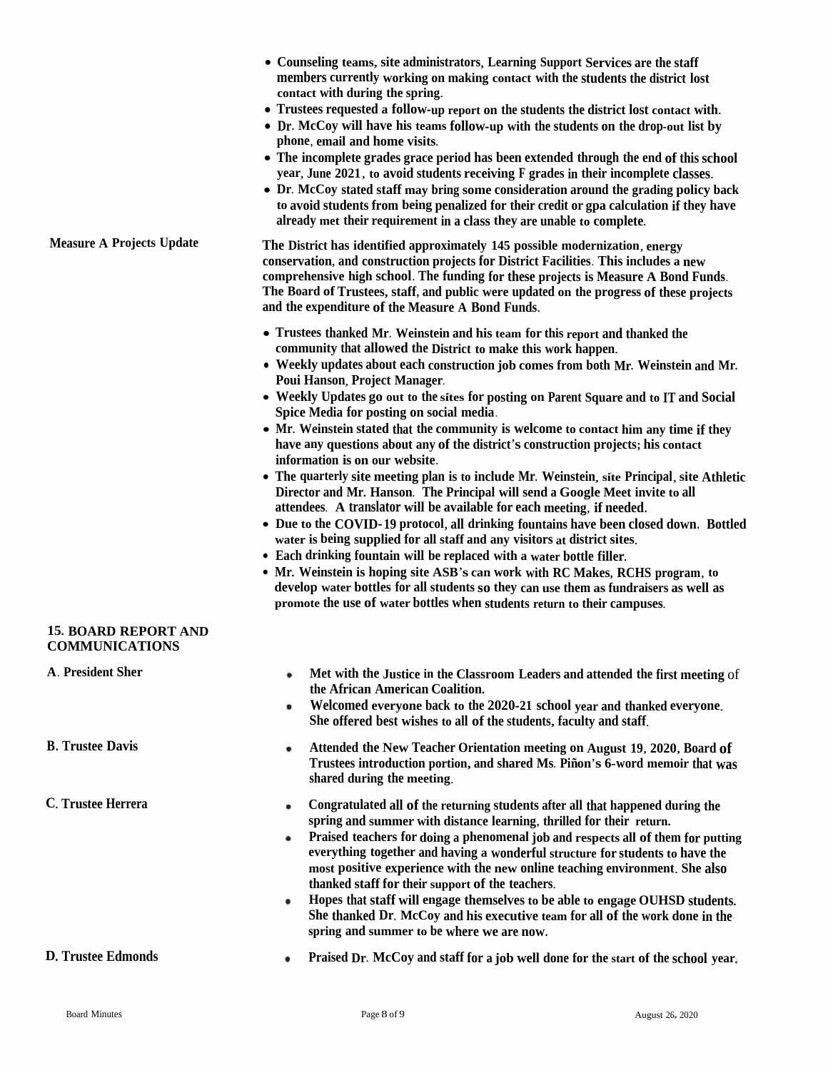- Counseling teams, site administrators, Learning Support Services are the staff members currently working on making contact with the students the district lost contact with during the spring.
- Trustees requested a follow-up report on the students the district lost contact with.
- Dr. McCoy will have his teams follow-up with the students on the drop-out list by phone, email and home visits.
- The incomplete grades grace period has been extended through the end of this school year, June 2021, to avoid students receiving F grades in their incomplete classes.
- Dr. McCoy stated staff may bring some consideration around the grading policy back to avoid students from being penalized for their credit or gpa calculation if they have already met their requirement in a class they are unable to complete.

**Measure A Projects Update**

The District has identified approximately 145 possible modernization, energy conservation, and construction projects for District Facilities. This includes a new comprehensive high school. The funding for these projects is Measure A Bond Funds. The Board of Trustees, staff, and public were updated on the progress of these projects and the expenditure of the Measure A Bond Funds.

- Trustees thanked Mr. Weinstein and his team for this report and thanked the community that allowed the District to make this work happen.
- Weekly updates about each construction job comes from both Mr. Weinstein and Mr. Poui Hanson, Project Manager.
- Weekly Updates go out to the sites for posting on Parent Square and to IT and Social Spice Media for posting on social media.
- Mr. Weinstein stated that the community is welcome to contact him any time if they have any questions about any of the district's construction projects; his contact information is on our website.
- The quarterly site meeting plan is to include Mr. Weinstein, site Principal, site Athletic Director and Mr. Hanson. The Principal will send a Google Meet invite to all attendees. A translator will be available for each meeting, if needed.
- Due to the COVID-19 protocol, all drinking fountains have been closed down. Bottled water is being supplied for all staff and any visitors at district sites.
- Each drinking fountain will be replaced with a water bottle filler.
- Mr. Weinstein is hoping site ASB's can work with RC Makes, RCHS program, to develop water bottles for all students so they can use them as fundraisers as well as promote the use of water bottles when students return to their campuses.

## 15. BOARD REPORT AND COMMUNICATIONS

**A. President Sher**

- Met with the Justice in the Classroom Leaders and attended the first meeting of the African American Coalition.
- Welcomed everyone back to the 2020-21 school year and thanked everyone. She offered best wishes to all of the students, faculty and staff.

**B. Trustee Davis**

- Attended the New Teacher Orientation meeting on August 19, 2020, Board of Trustees introduction portion, and shared Ms. Piñon's 6-word memoir that was shared during the meeting.

**C. Trustee Herrera**

- Congratulated all of the returning students after all that happened during the spring and summer with distance learning, thrilled for their return.
- Praised teachers for doing a phenomenal job and respects all of them for putting everything together and having a wonderful structure for students to have the most positive experience with the new online teaching environment. She also thanked staff for their support of the teachers.
- Hopes that staff will engage themselves to be able to engage OUHSD students. She thanked Dr. McCoy and his executive team for all of the work done in the spring and summer to be where we are now.

**D. Trustee Edmonds**

- Praised Dr. McCoy and staff for a job well done for the start of the school year.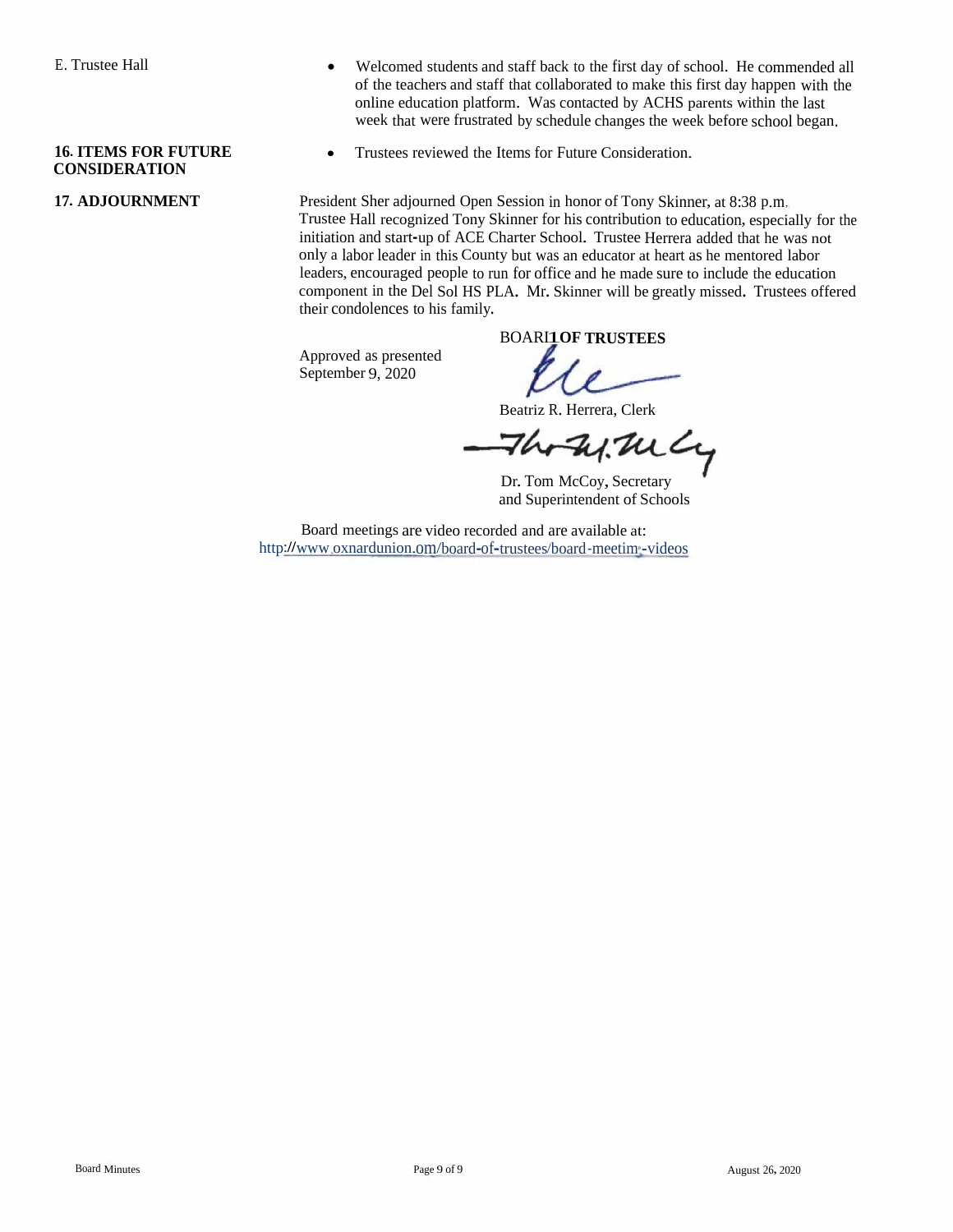E. Trustee Hall

- Welcomed students and staff back to the first day of school. He commended all of the teachers and staff that collaborated to make this first day happen with the online education platform. Was contacted by ACHS parents within the last week that were frustrated by schedule changes the week before school began.

**16. ITEMS FOR FUTURE CONSIDERATION**

- Trustees reviewed the Items for Future Consideration.

**17. ADJOURNMENT**

President Sher adjourned Open Session in honor of Tony Skinner, at 8:38 p.m. Trustee Hall recognized Tony Skinner for his contribution to education, especially for the initiation and start-up of ACE Charter School. Trustee Herrera added that he was not only a labor leader in this County but was an educator at heart as he mentored labor leaders, encouraged people to run for office and he made sure to include the education component in the Del Sol HS PLA. Mr. Skinner will be greatly missed. Trustees offered their condolences to his family.

Approved as presented
September 9, 2020

BOARD OF TRUSTEES

Beatriz R. Herrera, Clerk

Dr. Tom McCoy, Secretary
and Superintendent of Schools

Board meetings are video recorded and are available at:
http://www.oxnardunion.om/board-of-trustees/board-meetim-videos